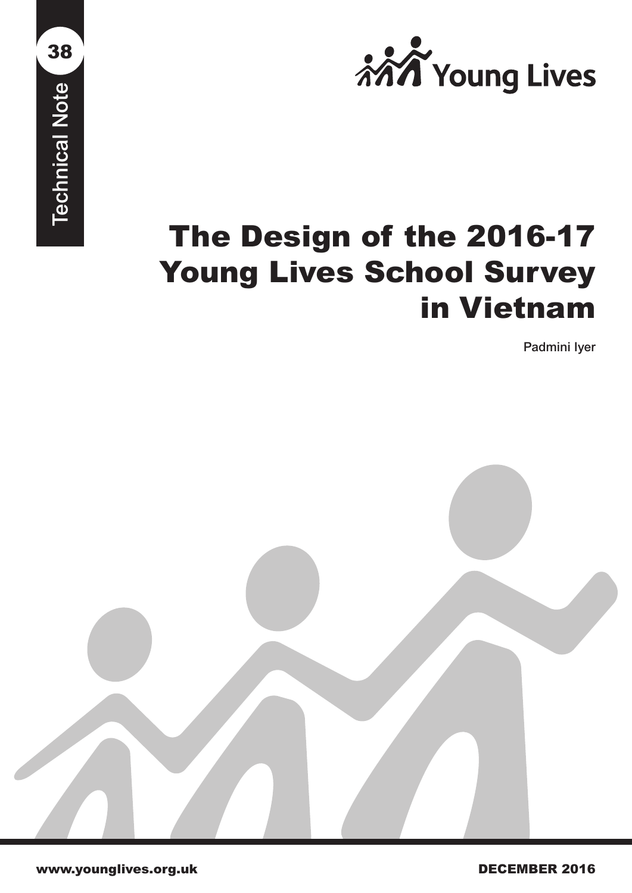Technical Note 38

Young Lives

# The Design of the 2016-17 Young Lives School Survey in Vietnam

Padmini Iyer

www.younglives.org.uk

DECEMBER 2016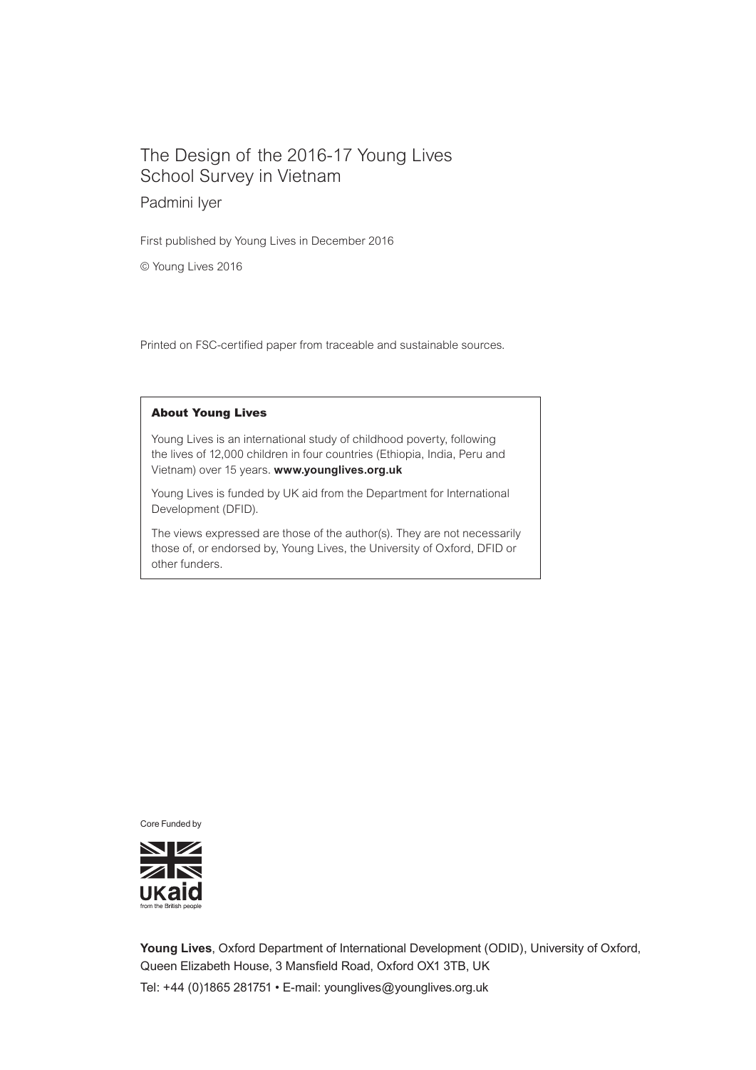# The Design of the 2016-17 Young Lives School Survey in Vietnam

Padmini Iyer

First published by Young Lives in December 2016

© Young Lives 2016

Printed on FSC-certified paper from traceable and sustainable sources.

**About Young Lives**

Young Lives is an international study of childhood poverty, following the lives of 12,000 children in four countries (Ethiopia, India, Peru and Vietnam) over 15 years. **www.younglives.org.uk**

Young Lives is funded by UK aid from the Department for International Development (DFID).

The views expressed are those of the author(s). They are not necessarily those of, or endorsed by, Young Lives, the University of Oxford, DFID or other funders.

Core Funded by

UKaid
from the British people

**Young Lives**, Oxford Department of International Development (ODID), University of Oxford, Queen Elizabeth House, 3 Mansfield Road, Oxford OX1 3TB, UK

Tel: +44 (0)1865 281751 • E-mail: younglives@younglives.org.uk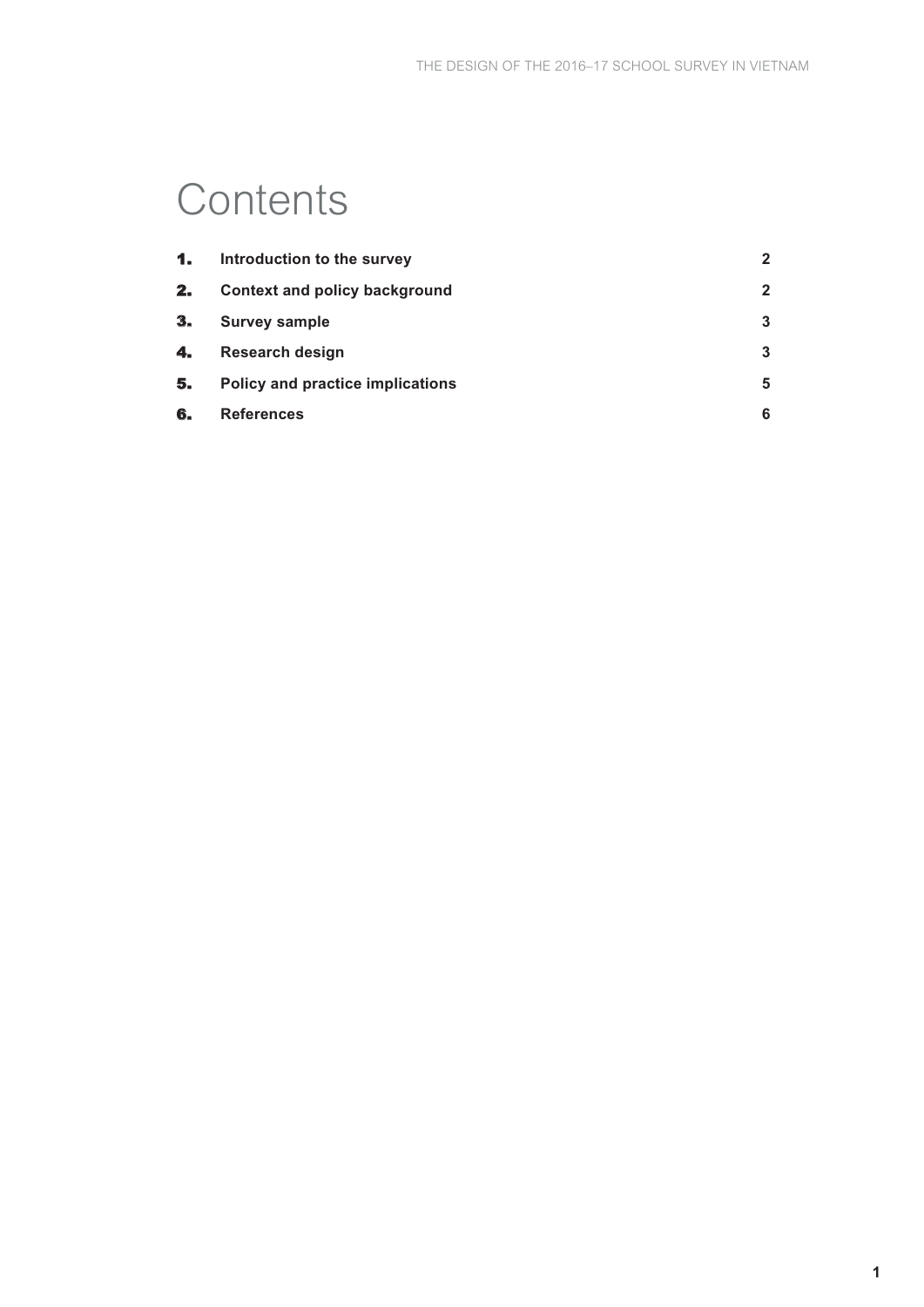# Contents

| | | |
|---|---|---|
| **1.** | **Introduction to the survey** | **2** |
| **2.** | **Context and policy background** | **2** |
| **3.** | **Survey sample** | **3** |
| **4.** | **Research design** | **3** |
| **5.** | **Policy and practice implications** | **5** |
| **6.** | **References** | **6** |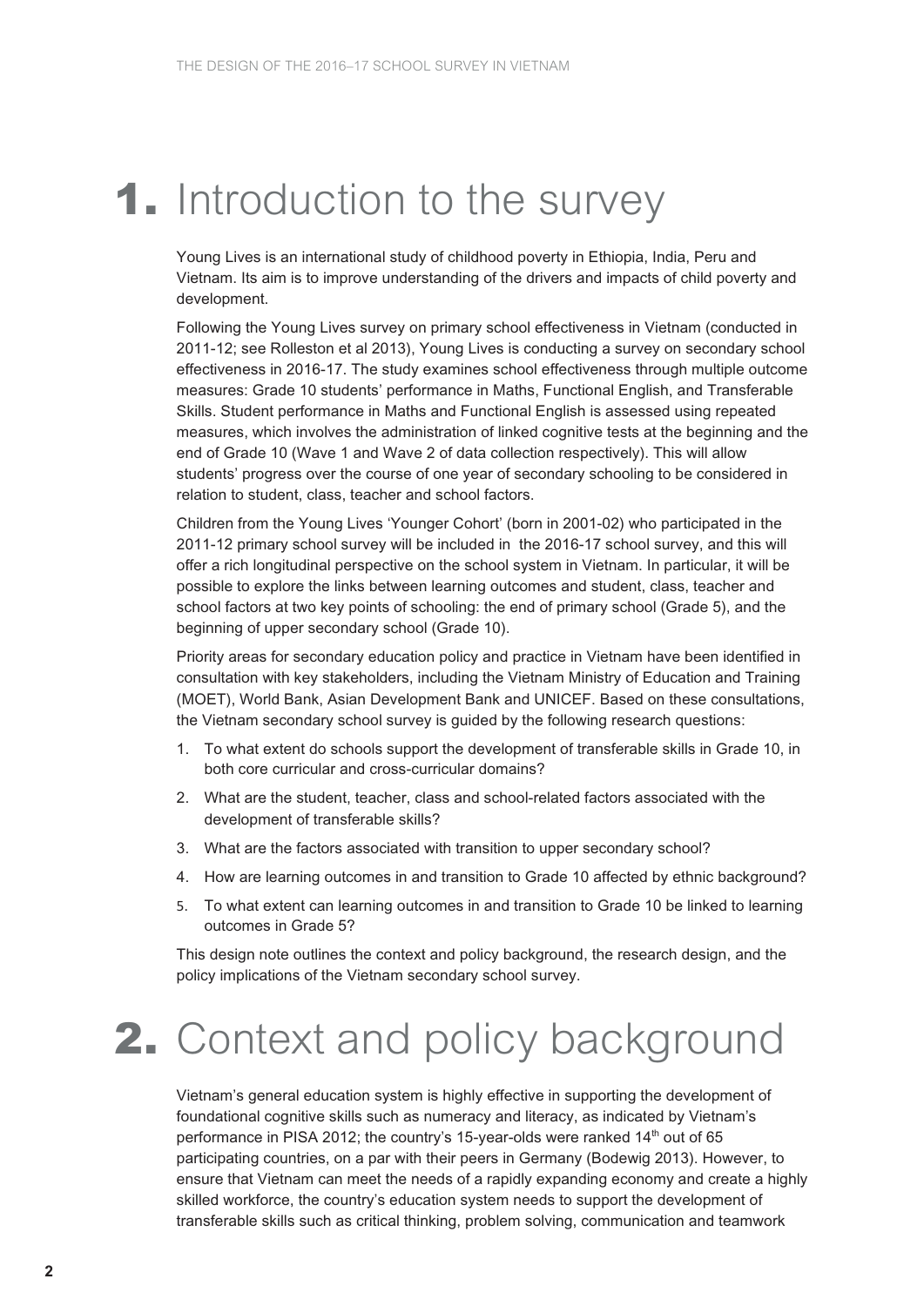# 1. Introduction to the survey

Young Lives is an international study of childhood poverty in Ethiopia, India, Peru and Vietnam. Its aim is to improve understanding of the drivers and impacts of child poverty and development.

Following the Young Lives survey on primary school effectiveness in Vietnam (conducted in 2011-12; see Rolleston et al 2013), Young Lives is conducting a survey on secondary school effectiveness in 2016-17. The study examines school effectiveness through multiple outcome measures: Grade 10 students' performance in Maths, Functional English, and Transferable Skills. Student performance in Maths and Functional English is assessed using repeated measures, which involves the administration of linked cognitive tests at the beginning and the end of Grade 10 (Wave 1 and Wave 2 of data collection respectively). This will allow students' progress over the course of one year of secondary schooling to be considered in relation to student, class, teacher and school factors.

Children from the Young Lives 'Younger Cohort' (born in 2001-02) who participated in the 2011-12 primary school survey will be included in the 2016-17 school survey, and this will offer a rich longitudinal perspective on the school system in Vietnam. In particular, it will be possible to explore the links between learning outcomes and student, class, teacher and school factors at two key points of schooling: the end of primary school (Grade 5), and the beginning of upper secondary school (Grade 10).

Priority areas for secondary education policy and practice in Vietnam have been identified in consultation with key stakeholders, including the Vietnam Ministry of Education and Training (MOET), World Bank, Asian Development Bank and UNICEF. Based on these consultations, the Vietnam secondary school survey is guided by the following research questions:

1. To what extent do schools support the development of transferable skills in Grade 10, in both core curricular and cross-curricular domains?
2. What are the student, teacher, class and school-related factors associated with the development of transferable skills?
3. What are the factors associated with transition to upper secondary school?
4. How are learning outcomes in and transition to Grade 10 affected by ethnic background?
5. To what extent can learning outcomes in and transition to Grade 10 be linked to learning outcomes in Grade 5?

This design note outlines the context and policy background, the research design, and the policy implications of the Vietnam secondary school survey.

# 2. Context and policy background

Vietnam's general education system is highly effective in supporting the development of foundational cognitive skills such as numeracy and literacy, as indicated by Vietnam's performance in PISA 2012; the country's 15-year-olds were ranked 14th out of 65 participating countries, on a par with their peers in Germany (Bodewig 2013). However, to ensure that Vietnam can meet the needs of a rapidly expanding economy and create a highly skilled workforce, the country's education system needs to support the development of transferable skills such as critical thinking, problem solving, communication and teamwork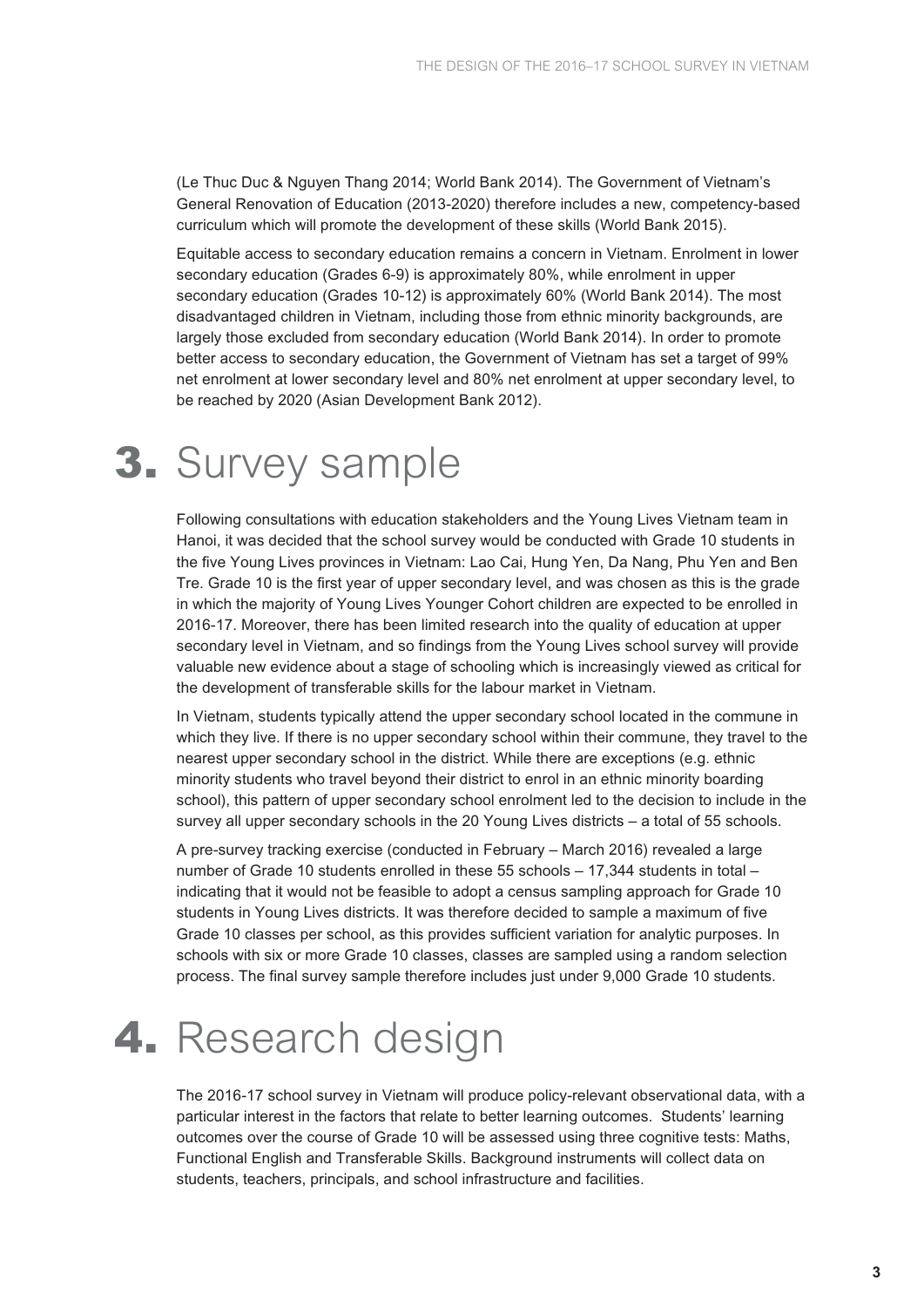(Le Thuc Duc & Nguyen Thang 2014; World Bank 2014). The Government of Vietnam's General Renovation of Education (2013-2020) therefore includes a new, competency-based curriculum which will promote the development of these skills (World Bank 2015).

Equitable access to secondary education remains a concern in Vietnam. Enrolment in lower secondary education (Grades 6-9) is approximately 80%, while enrolment in upper secondary education (Grades 10-12) is approximately 60% (World Bank 2014). The most disadvantaged children in Vietnam, including those from ethnic minority backgrounds, are largely those excluded from secondary education (World Bank 2014). In order to promote better access to secondary education, the Government of Vietnam has set a target of 99% net enrolment at lower secondary level and 80% net enrolment at upper secondary level, to be reached by 2020 (Asian Development Bank 2012).

# 3. Survey sample

Following consultations with education stakeholders and the Young Lives Vietnam team in Hanoi, it was decided that the school survey would be conducted with Grade 10 students in the five Young Lives provinces in Vietnam: Lao Cai, Hung Yen, Da Nang, Phu Yen and Ben Tre. Grade 10 is the first year of upper secondary level, and was chosen as this is the grade in which the majority of Young Lives Younger Cohort children are expected to be enrolled in 2016-17. Moreover, there has been limited research into the quality of education at upper secondary level in Vietnam, and so findings from the Young Lives school survey will provide valuable new evidence about a stage of schooling which is increasingly viewed as critical for the development of transferable skills for the labour market in Vietnam.

In Vietnam, students typically attend the upper secondary school located in the commune in which they live. If there is no upper secondary school within their commune, they travel to the nearest upper secondary school in the district. While there are exceptions (e.g. ethnic minority students who travel beyond their district to enrol in an ethnic minority boarding school), this pattern of upper secondary school enrolment led to the decision to include in the survey all upper secondary schools in the 20 Young Lives districts – a total of 55 schools.

A pre-survey tracking exercise (conducted in February – March 2016) revealed a large number of Grade 10 students enrolled in these 55 schools – 17,344 students in total – indicating that it would not be feasible to adopt a census sampling approach for Grade 10 students in Young Lives districts. It was therefore decided to sample a maximum of five Grade 10 classes per school, as this provides sufficient variation for analytic purposes. In schools with six or more Grade 10 classes, classes are sampled using a random selection process. The final survey sample therefore includes just under 9,000 Grade 10 students.

# 4. Research design

The 2016-17 school survey in Vietnam will produce policy-relevant observational data, with a particular interest in the factors that relate to better learning outcomes. Students' learning outcomes over the course of Grade 10 will be assessed using three cognitive tests: Maths, Functional English and Transferable Skills. Background instruments will collect data on students, teachers, principals, and school infrastructure and facilities.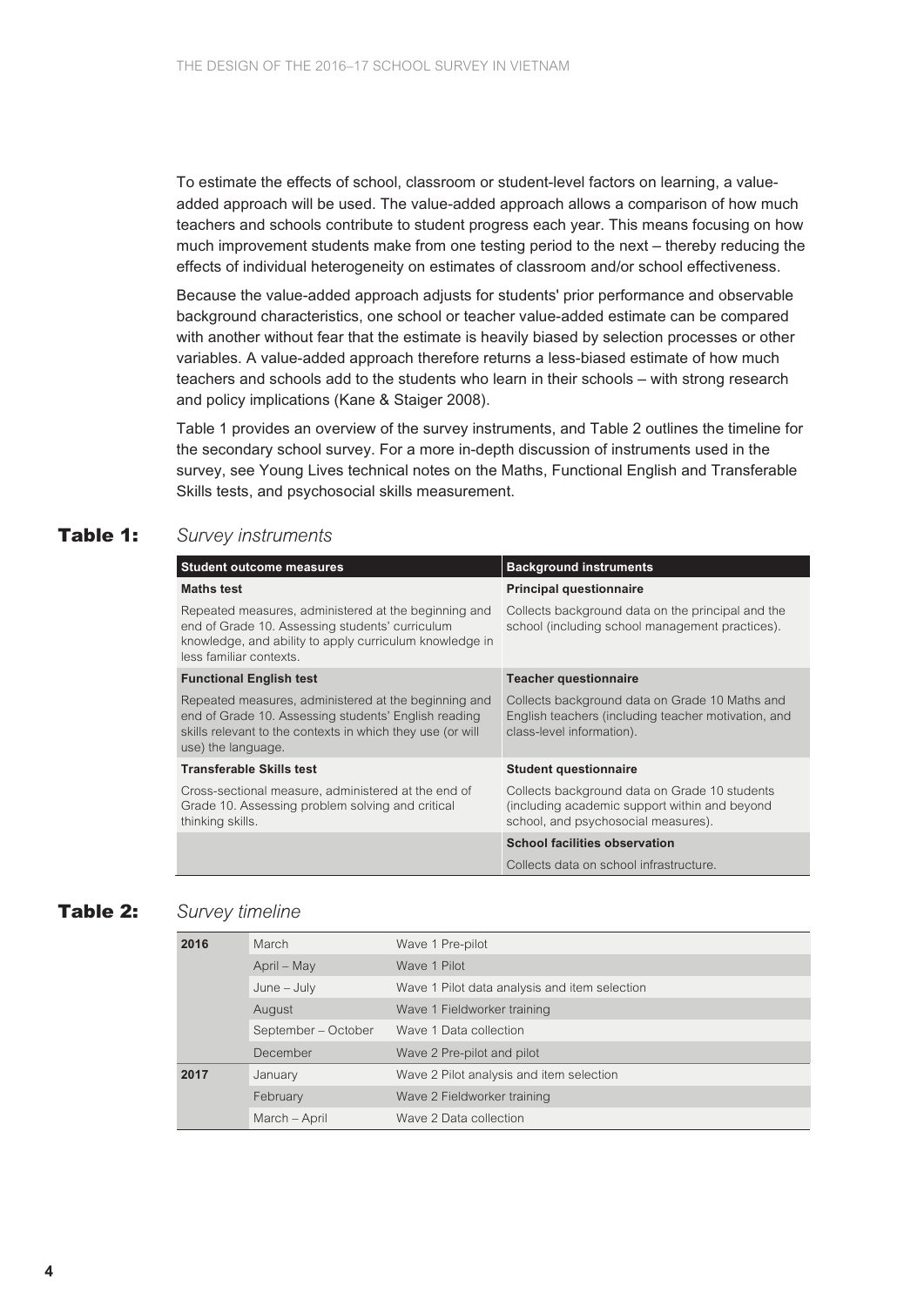To estimate the effects of school, classroom or student-level factors on learning, a value-added approach will be used. The value-added approach allows a comparison of how much teachers and schools contribute to student progress each year. This means focusing on how much improvement students make from one testing period to the next – thereby reducing the effects of individual heterogeneity on estimates of classroom and/or school effectiveness.

Because the value-added approach adjusts for students' prior performance and observable background characteristics, one school or teacher value-added estimate can be compared with another without fear that the estimate is heavily biased by selection processes or other variables. A value-added approach therefore returns a less-biased estimate of how much teachers and schools add to the students who learn in their schools – with strong research and policy implications (Kane & Staiger 2008).

Table 1 provides an overview of the survey instruments, and Table 2 outlines the timeline for the secondary school survey. For a more in-depth discussion of instruments used in the survey, see Young Lives technical notes on the Maths, Functional English and Transferable Skills tests, and psychosocial skills measurement.

**Table 1:** *Survey instruments*

| Student outcome measures | Background instruments |
|---|---|
| **Maths test** | **Principal questionnaire** |
| Repeated measures, administered at the beginning and end of Grade 10. Assessing students' curriculum knowledge, and ability to apply curriculum knowledge in less familiar contexts. | Collects background data on the principal and the school (including school management practices). |
| **Functional English test** | **Teacher questionnaire** |
| Repeated measures, administered at the beginning and end of Grade 10. Assessing students' English reading skills relevant to the contexts in which they use (or will use) the language. | Collects background data on Grade 10 Maths and English teachers (including teacher motivation, and class-level information). |
| **Transferable Skills test** | **Student questionnaire** |
| Cross-sectional measure, administered at the end of Grade 10. Assessing problem solving and critical thinking skills. | Collects background data on Grade 10 students (including academic support within and beyond school, and psychosocial measures). |
| | **School facilities observation** |
| | Collects data on school infrastructure. |

**Table 2:** *Survey timeline*

| | | |
|---|---|---|
| **2016** | March | Wave 1 Pre-pilot |
| | April – May | Wave 1 Pilot |
| | June – July | Wave 1 Pilot data analysis and item selection |
| | August | Wave 1 Fieldworker training |
| | September – October | Wave 1 Data collection |
| | December | Wave 2 Pre-pilot and pilot |
| **2017** | January | Wave 2 Pilot analysis and item selection |
| | February | Wave 2 Fieldworker training |
| | March – April | Wave 2 Data collection |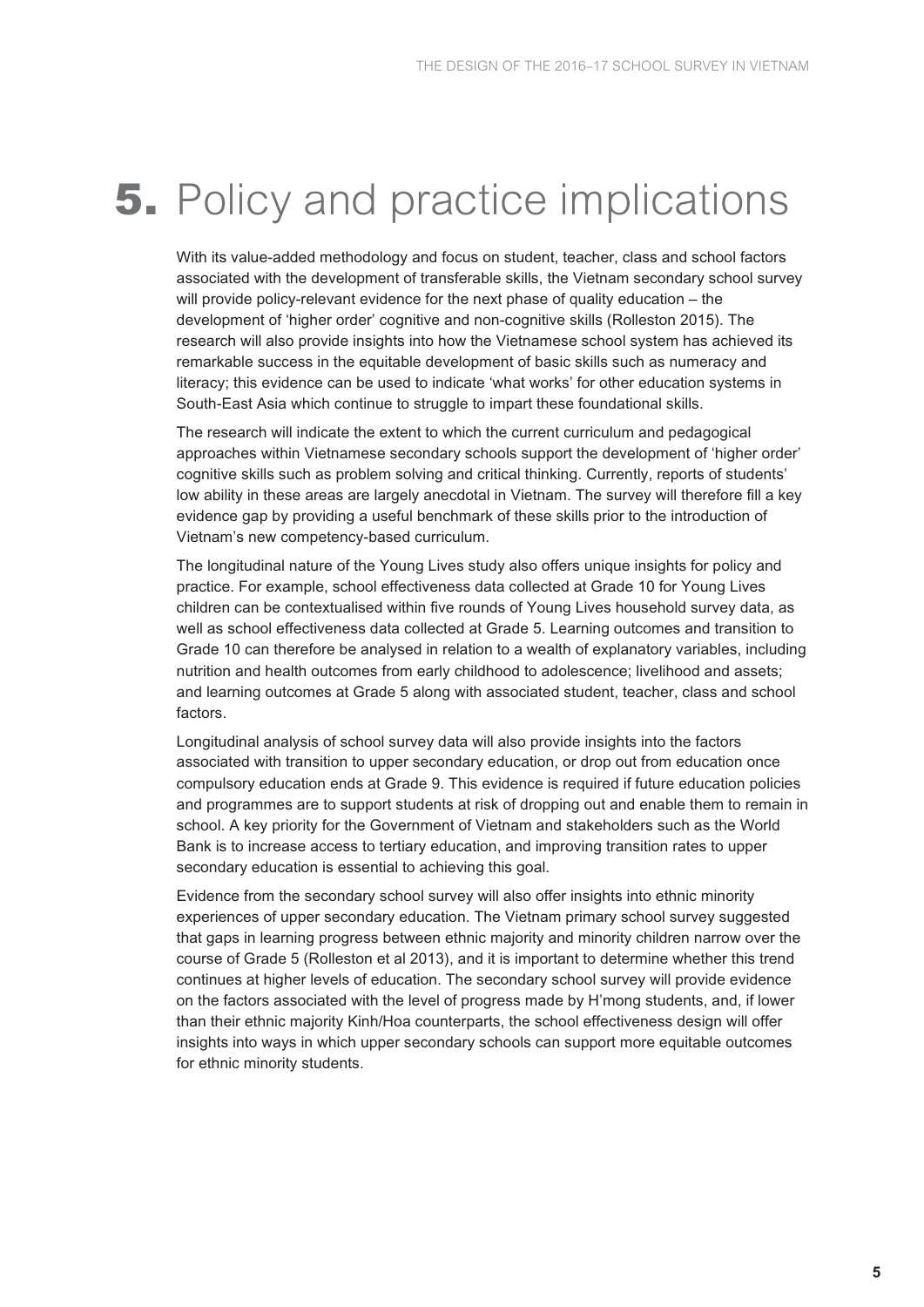# 5. Policy and practice implications

With its value-added methodology and focus on student, teacher, class and school factors associated with the development of transferable skills, the Vietnam secondary school survey will provide policy-relevant evidence for the next phase of quality education – the development of 'higher order' cognitive and non-cognitive skills (Rolleston 2015). The research will also provide insights into how the Vietnamese school system has achieved its remarkable success in the equitable development of basic skills such as numeracy and literacy; this evidence can be used to indicate 'what works' for other education systems in South-East Asia which continue to struggle to impart these foundational skills.

The research will indicate the extent to which the current curriculum and pedagogical approaches within Vietnamese secondary schools support the development of 'higher order' cognitive skills such as problem solving and critical thinking. Currently, reports of students' low ability in these areas are largely anecdotal in Vietnam. The survey will therefore fill a key evidence gap by providing a useful benchmark of these skills prior to the introduction of Vietnam's new competency-based curriculum.

The longitudinal nature of the Young Lives study also offers unique insights for policy and practice. For example, school effectiveness data collected at Grade 10 for Young Lives children can be contextualised within five rounds of Young Lives household survey data, as well as school effectiveness data collected at Grade 5. Learning outcomes and transition to Grade 10 can therefore be analysed in relation to a wealth of explanatory variables, including nutrition and health outcomes from early childhood to adolescence; livelihood and assets; and learning outcomes at Grade 5 along with associated student, teacher, class and school factors.

Longitudinal analysis of school survey data will also provide insights into the factors associated with transition to upper secondary education, or drop out from education once compulsory education ends at Grade 9. This evidence is required if future education policies and programmes are to support students at risk of dropping out and enable them to remain in school. A key priority for the Government of Vietnam and stakeholders such as the World Bank is to increase access to tertiary education, and improving transition rates to upper secondary education is essential to achieving this goal.

Evidence from the secondary school survey will also offer insights into ethnic minority experiences of upper secondary education. The Vietnam primary school survey suggested that gaps in learning progress between ethnic majority and minority children narrow over the course of Grade 5 (Rolleston et al 2013), and it is important to determine whether this trend continues at higher levels of education. The secondary school survey will provide evidence on the factors associated with the level of progress made by H'mong students, and, if lower than their ethnic majority Kinh/Hoa counterparts, the school effectiveness design will offer insights into ways in which upper secondary schools can support more equitable outcomes for ethnic minority students.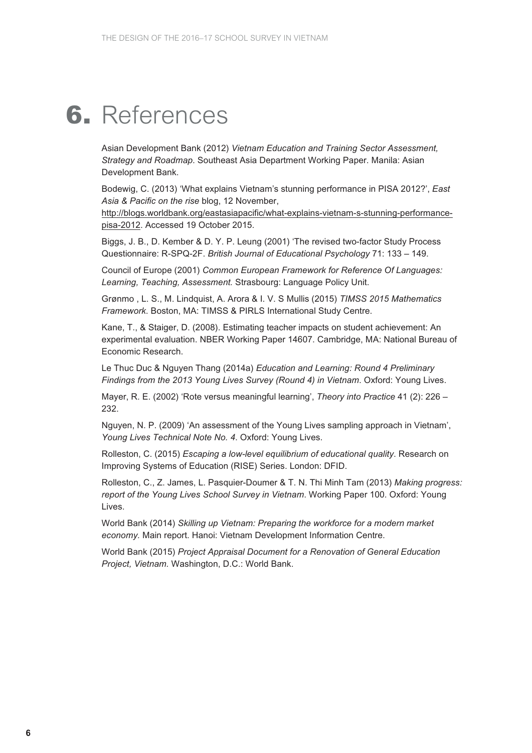# 6. References

Asian Development Bank (2012) *Vietnam Education and Training Sector Assessment, Strategy and Roadmap*. Southeast Asia Department Working Paper. Manila: Asian Development Bank.

Bodewig, C. (2013) 'What explains Vietnam's stunning performance in PISA 2012?', *East Asia & Pacific on the rise* blog, 12 November, http://blogs.worldbank.org/eastasiapacific/what-explains-vietnam-s-stunning-performance-pisa-2012. Accessed 19 October 2015.

Biggs, J. B., D. Kember & D. Y. P. Leung (2001) 'The revised two-factor Study Process Questionnaire: R-SPQ-2F. *British Journal of Educational Psychology* 71: 133 – 149.

Council of Europe (2001) *Common European Framework for Reference Of Languages: Learning, Teaching, Assessment.* Strasbourg: Language Policy Unit.

Grønmo , L. S., M. Lindquist, A. Arora & I. V. S Mullis (2015) *TIMSS 2015 Mathematics Framework*. Boston, MA: TIMSS & PIRLS International Study Centre.

Kane, T., & Staiger, D. (2008). Estimating teacher impacts on student achievement: An experimental evaluation. NBER Working Paper 14607. Cambridge, MA: National Bureau of Economic Research.

Le Thuc Duc & Nguyen Thang (2014a) *Education and Learning: Round 4 Preliminary Findings from the 2013 Young Lives Survey (Round 4) in Vietnam*. Oxford: Young Lives.

Mayer, R. E. (2002) 'Rote versus meaningful learning', *Theory into Practice* 41 (2): 226 – 232.

Nguyen, N. P. (2009) 'An assessment of the Young Lives sampling approach in Vietnam', *Young Lives Technical Note No. 4*. Oxford: Young Lives.

Rolleston, C. (2015) *Escaping a low-level equilibrium of educational quality*. Research on Improving Systems of Education (RISE) Series. London: DFID.

Rolleston, C., Z. James, L. Pasquier-Doumer & T. N. Thi Minh Tam (2013) *Making progress: report of the Young Lives School Survey in Vietnam*. Working Paper 100. Oxford: Young Lives.

World Bank (2014) *Skilling up Vietnam: Preparing the workforce for a modern market economy.* Main report. Hanoi: Vietnam Development Information Centre.

World Bank (2015) *Project Appraisal Document for a Renovation of General Education Project, Vietnam.* Washington, D.C.: World Bank.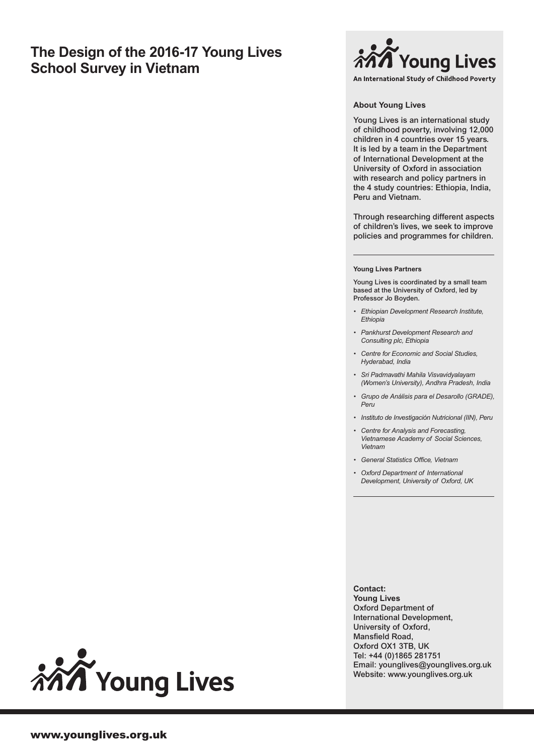# The Design of the 2016-17 Young Lives School Survey in Vietnam

Young Lives

An International Study of Childhood Poverty

**About Young Lives**

Young Lives is an international study of childhood poverty, involving 12,000 children in 4 countries over 15 years. It is led by a team in the Department of International Development at the University of Oxford in association with research and policy partners in the 4 study countries: Ethiopia, India, Peru and Vietnam.

Through researching different aspects of children's lives, we seek to improve policies and programmes for children.

**Young Lives Partners**

Young Lives is coordinated by a small team based at the University of Oxford, led by Professor Jo Boyden.

- *Ethiopian Development Research Institute, Ethiopia*
- *Pankhurst Development Research and Consulting plc, Ethiopia*
- *Centre for Economic and Social Studies, Hyderabad, India*
- *Sri Padmavathi Mahila Visvavidyalayam (Women's University), Andhra Pradesh, India*
- *Grupo de Análisis para el Desarollo (GRADE), Peru*
- *Instituto de Investigación Nutricional (IIN), Peru*
- *Centre for Analysis and Forecasting, Vietnamese Academy of Social Sciences, Vietnam*
- *General Statistics Office, Vietnam*
- *Oxford Department of International Development, University of Oxford, UK*

**Contact:**
**Young Lives**
Oxford Department of International Development,
University of Oxford,
Mansfield Road,
Oxford OX1 3TB, UK
Tel: +44 (0)1865 281751
Email: younglives@younglives.org.uk
Website: www.younglives.org.uk

Young Lives

www.younglives.org.uk